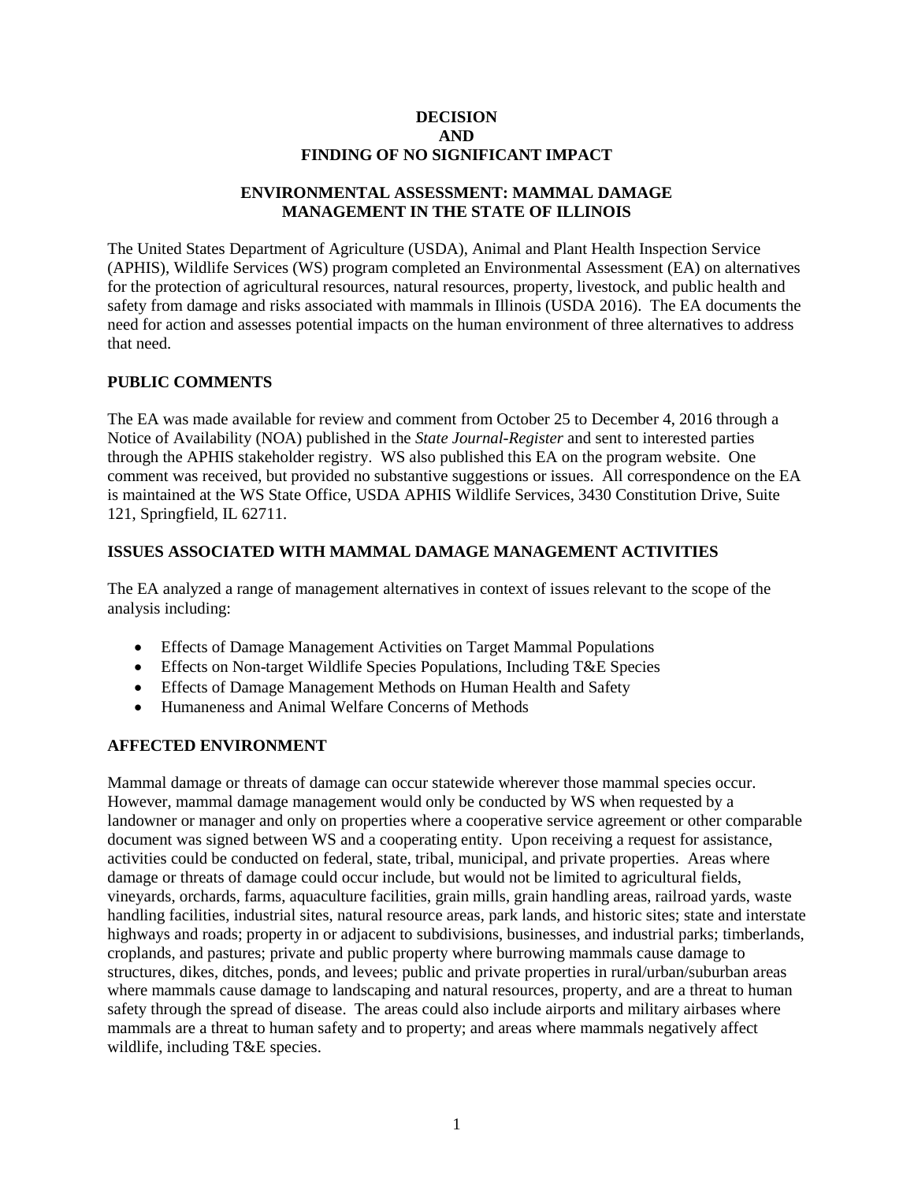# DECISION AND FINDING OF NO SIGNIFICANT IMPACT

## ENVIRONMENTAL ASSESSMENT: MAMMAL DAMAGE MANAGEMENT IN THE STATE OF ILLINOIS

The United States Department of Agriculture (USDA), Animal and Plant Health Inspection Service (APHIS), Wildlife Services (WS) program completed an Environmental Assessment (EA) on alternatives for the protection of agricultural resources, natural resources, property, livestock, and public health and safety from damage and risks associated with mammals in Illinois (USDA 2016). The EA documents the need for action and assesses potential impacts on the human environment of three alternatives to address that need.

## PUBLIC COMMENTS

The EA was made available for review and comment from October 25 to December 4, 2016 through a Notice of Availability (NOA) published in the *State Journal-Register* and sent to interested parties through the APHIS stakeholder registry. WS also published this EA on the program website. One comment was received, but provided no substantive suggestions or issues. All correspondence on the EA is maintained at the WS State Office, USDA APHIS Wildlife Services, 3430 Constitution Drive, Suite 121, Springfield, IL 62711.

## ISSUES ASSOCIATED WITH MAMMAL DAMAGE MANAGEMENT ACTIVITIES

The EA analyzed a range of management alternatives in context of issues relevant to the scope of the analysis including:

- Effects of Damage Management Activities on Target Mammal Populations
- Effects on Non-target Wildlife Species Populations, Including T&E Species
- Effects of Damage Management Methods on Human Health and Safety
- Humaneness and Animal Welfare Concerns of Methods

## AFFECTED ENVIRONMENT

Mammal damage or threats of damage can occur statewide wherever those mammal species occur. However, mammal damage management would only be conducted by WS when requested by a landowner or manager and only on properties where a cooperative service agreement or other comparable document was signed between WS and a cooperating entity. Upon receiving a request for assistance, activities could be conducted on federal, state, tribal, municipal, and private properties. Areas where damage or threats of damage could occur include, but would not be limited to agricultural fields, vineyards, orchards, farms, aquaculture facilities, grain mills, grain handling areas, railroad yards, waste handling facilities, industrial sites, natural resource areas, park lands, and historic sites; state and interstate highways and roads; property in or adjacent to subdivisions, businesses, and industrial parks; timberlands, croplands, and pastures; private and public property where burrowing mammals cause damage to structures, dikes, ditches, ponds, and levees; public and private properties in rural/urban/suburban areas where mammals cause damage to landscaping and natural resources, property, and are a threat to human safety through the spread of disease. The areas could also include airports and military airbases where mammals are a threat to human safety and to property; and areas where mammals negatively affect wildlife, including T&E species.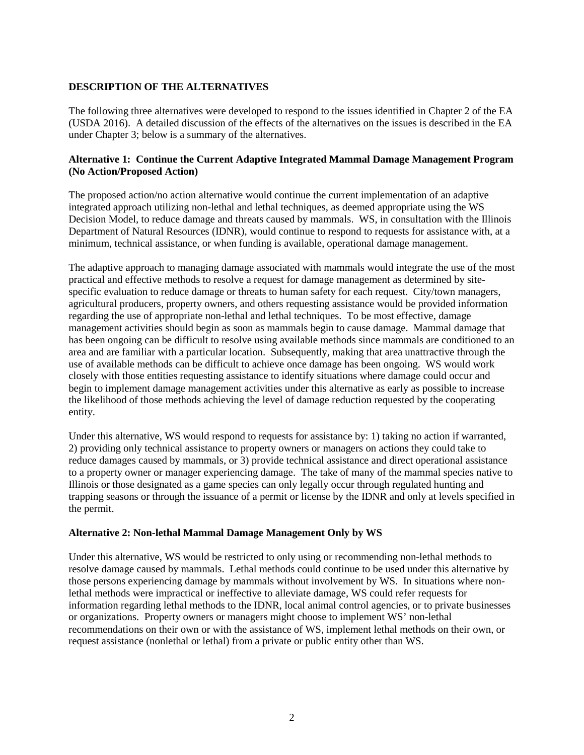**DESCRIPTION OF THE ALTERNATIVES**

The following three alternatives were developed to respond to the issues identified in Chapter 2 of the EA (USDA 2016). A detailed discussion of the effects of the alternatives on the issues is described in the EA under Chapter 3; below is a summary of the alternatives.

**Alternative 1: Continue the Current Adaptive Integrated Mammal Damage Management Program (No Action/Proposed Action)**

The proposed action/no action alternative would continue the current implementation of an adaptive integrated approach utilizing non-lethal and lethal techniques, as deemed appropriate using the WS Decision Model, to reduce damage and threats caused by mammals. WS, in consultation with the Illinois Department of Natural Resources (IDNR), would continue to respond to requests for assistance with, at a minimum, technical assistance, or when funding is available, operational damage management.

The adaptive approach to managing damage associated with mammals would integrate the use of the most practical and effective methods to resolve a request for damage management as determined by site-specific evaluation to reduce damage or threats to human safety for each request. City/town managers, agricultural producers, property owners, and others requesting assistance would be provided information regarding the use of appropriate non-lethal and lethal techniques. To be most effective, damage management activities should begin as soon as mammals begin to cause damage. Mammal damage that has been ongoing can be difficult to resolve using available methods since mammals are conditioned to an area and are familiar with a particular location. Subsequently, making that area unattractive through the use of available methods can be difficult to achieve once damage has been ongoing. WS would work closely with those entities requesting assistance to identify situations where damage could occur and begin to implement damage management activities under this alternative as early as possible to increase the likelihood of those methods achieving the level of damage reduction requested by the cooperating entity.

Under this alternative, WS would respond to requests for assistance by: 1) taking no action if warranted, 2) providing only technical assistance to property owners or managers on actions they could take to reduce damages caused by mammals, or 3) provide technical assistance and direct operational assistance to a property owner or manager experiencing damage. The take of many of the mammal species native to Illinois or those designated as a game species can only legally occur through regulated hunting and trapping seasons or through the issuance of a permit or license by the IDNR and only at levels specified in the permit.

**Alternative 2: Non-lethal Mammal Damage Management Only by WS**

Under this alternative, WS would be restricted to only using or recommending non-lethal methods to resolve damage caused by mammals. Lethal methods could continue to be used under this alternative by those persons experiencing damage by mammals without involvement by WS. In situations where non-lethal methods were impractical or ineffective to alleviate damage, WS could refer requests for information regarding lethal methods to the IDNR, local animal control agencies, or to private businesses or organizations. Property owners or managers might choose to implement WS' non-lethal recommendations on their own or with the assistance of WS, implement lethal methods on their own, or request assistance (nonlethal or lethal) from a private or public entity other than WS.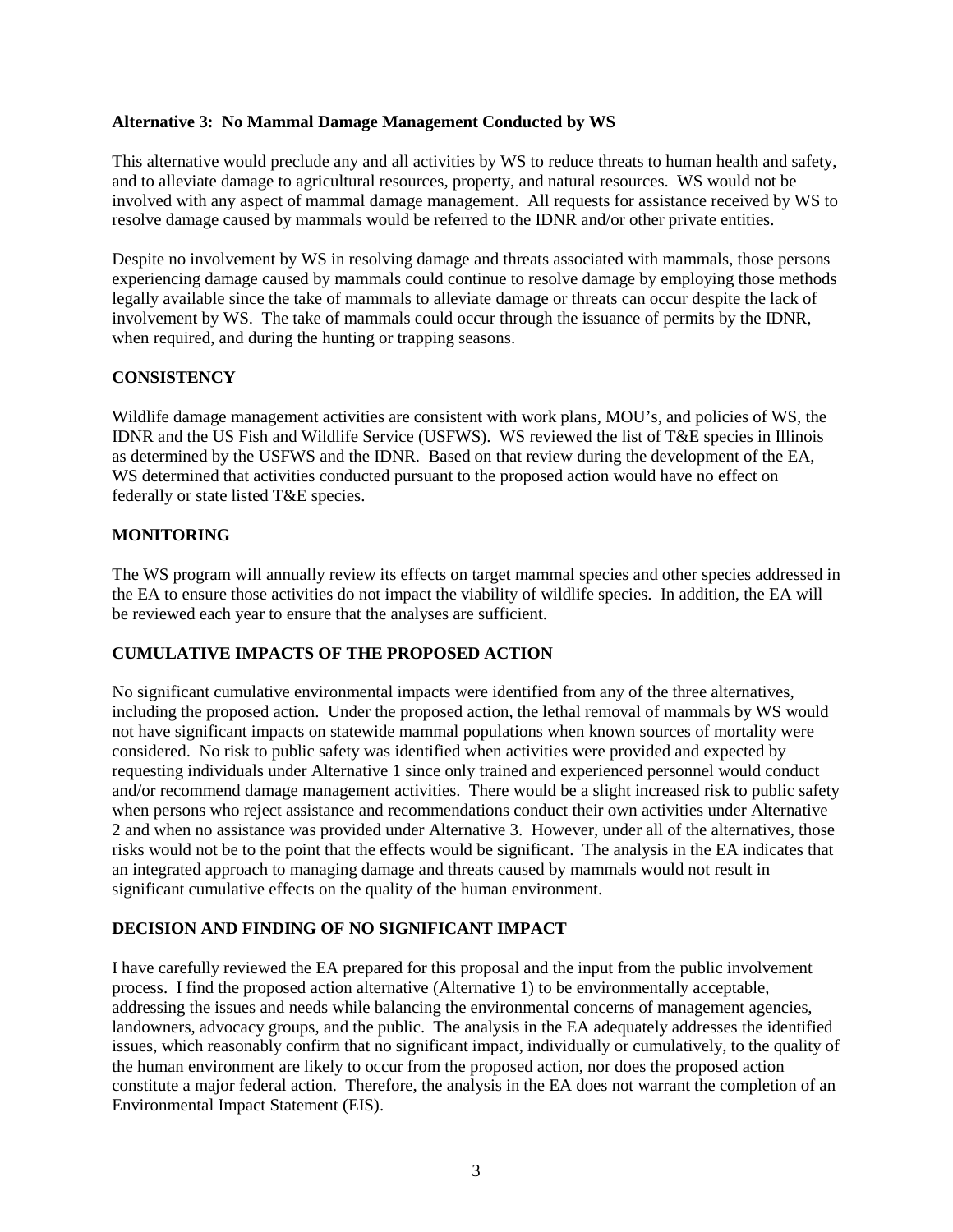**Alternative 3: No Mammal Damage Management Conducted by WS**

This alternative would preclude any and all activities by WS to reduce threats to human health and safety, and to alleviate damage to agricultural resources, property, and natural resources. WS would not be involved with any aspect of mammal damage management. All requests for assistance received by WS to resolve damage caused by mammals would be referred to the IDNR and/or other private entities.

Despite no involvement by WS in resolving damage and threats associated with mammals, those persons experiencing damage caused by mammals could continue to resolve damage by employing those methods legally available since the take of mammals to alleviate damage or threats can occur despite the lack of involvement by WS. The take of mammals could occur through the issuance of permits by the IDNR, when required, and during the hunting or trapping seasons.

## CONSISTENCY

Wildlife damage management activities are consistent with work plans, MOU's, and policies of WS, the IDNR and the US Fish and Wildlife Service (USFWS). WS reviewed the list of T&E species in Illinois as determined by the USFWS and the IDNR. Based on that review during the development of the EA, WS determined that activities conducted pursuant to the proposed action would have no effect on federally or state listed T&E species.

## MONITORING

The WS program will annually review its effects on target mammal species and other species addressed in the EA to ensure those activities do not impact the viability of wildlife species. In addition, the EA will be reviewed each year to ensure that the analyses are sufficient.

## CUMULATIVE IMPACTS OF THE PROPOSED ACTION

No significant cumulative environmental impacts were identified from any of the three alternatives, including the proposed action. Under the proposed action, the lethal removal of mammals by WS would not have significant impacts on statewide mammal populations when known sources of mortality were considered. No risk to public safety was identified when activities were provided and expected by requesting individuals under Alternative 1 since only trained and experienced personnel would conduct and/or recommend damage management activities. There would be a slight increased risk to public safety when persons who reject assistance and recommendations conduct their own activities under Alternative 2 and when no assistance was provided under Alternative 3. However, under all of the alternatives, those risks would not be to the point that the effects would be significant. The analysis in the EA indicates that an integrated approach to managing damage and threats caused by mammals would not result in significant cumulative effects on the quality of the human environment.

## DECISION AND FINDING OF NO SIGNIFICANT IMPACT

I have carefully reviewed the EA prepared for this proposal and the input from the public involvement process. I find the proposed action alternative (Alternative 1) to be environmentally acceptable, addressing the issues and needs while balancing the environmental concerns of management agencies, landowners, advocacy groups, and the public. The analysis in the EA adequately addresses the identified issues, which reasonably confirm that no significant impact, individually or cumulatively, to the quality of the human environment are likely to occur from the proposed action, nor does the proposed action constitute a major federal action. Therefore, the analysis in the EA does not warrant the completion of an Environmental Impact Statement (EIS).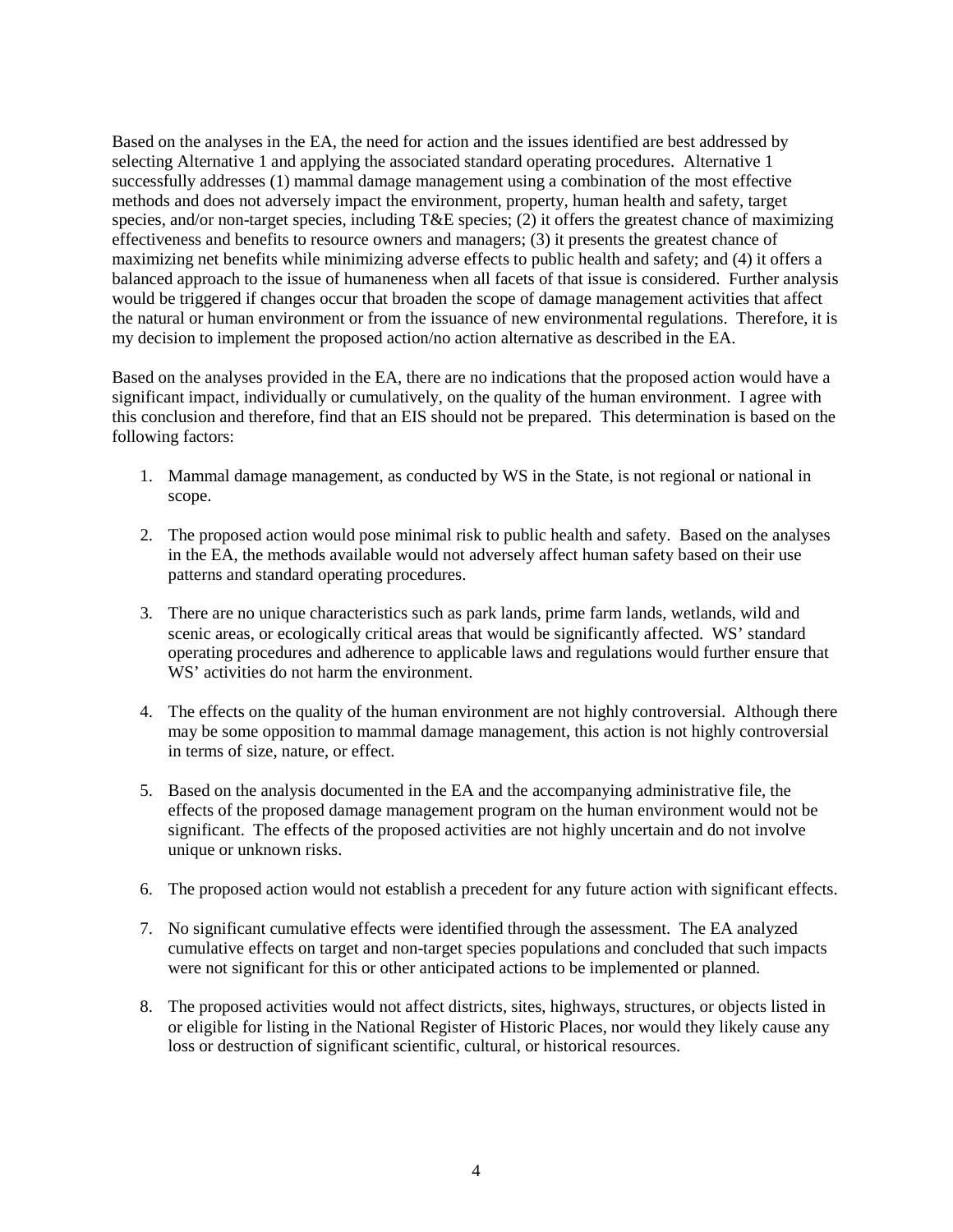Based on the analyses in the EA, the need for action and the issues identified are best addressed by selecting Alternative 1 and applying the associated standard operating procedures. Alternative 1 successfully addresses (1) mammal damage management using a combination of the most effective methods and does not adversely impact the environment, property, human health and safety, target species, and/or non-target species, including T&E species; (2) it offers the greatest chance of maximizing effectiveness and benefits to resource owners and managers; (3) it presents the greatest chance of maximizing net benefits while minimizing adverse effects to public health and safety; and (4) it offers a balanced approach to the issue of humaneness when all facets of that issue is considered. Further analysis would be triggered if changes occur that broaden the scope of damage management activities that affect the natural or human environment or from the issuance of new environmental regulations. Therefore, it is my decision to implement the proposed action/no action alternative as described in the EA.

Based on the analyses provided in the EA, there are no indications that the proposed action would have a significant impact, individually or cumulatively, on the quality of the human environment. I agree with this conclusion and therefore, find that an EIS should not be prepared. This determination is based on the following factors:

1. Mammal damage management, as conducted by WS in the State, is not regional or national in scope.

2. The proposed action would pose minimal risk to public health and safety. Based on the analyses in the EA, the methods available would not adversely affect human safety based on their use patterns and standard operating procedures.

3. There are no unique characteristics such as park lands, prime farm lands, wetlands, wild and scenic areas, or ecologically critical areas that would be significantly affected. WS' standard operating procedures and adherence to applicable laws and regulations would further ensure that WS' activities do not harm the environment.

4. The effects on the quality of the human environment are not highly controversial. Although there may be some opposition to mammal damage management, this action is not highly controversial in terms of size, nature, or effect.

5. Based on the analysis documented in the EA and the accompanying administrative file, the effects of the proposed damage management program on the human environment would not be significant. The effects of the proposed activities are not highly uncertain and do not involve unique or unknown risks.

6. The proposed action would not establish a precedent for any future action with significant effects.

7. No significant cumulative effects were identified through the assessment. The EA analyzed cumulative effects on target and non-target species populations and concluded that such impacts were not significant for this or other anticipated actions to be implemented or planned.

8. The proposed activities would not affect districts, sites, highways, structures, or objects listed in or eligible for listing in the National Register of Historic Places, nor would they likely cause any loss or destruction of significant scientific, cultural, or historical resources.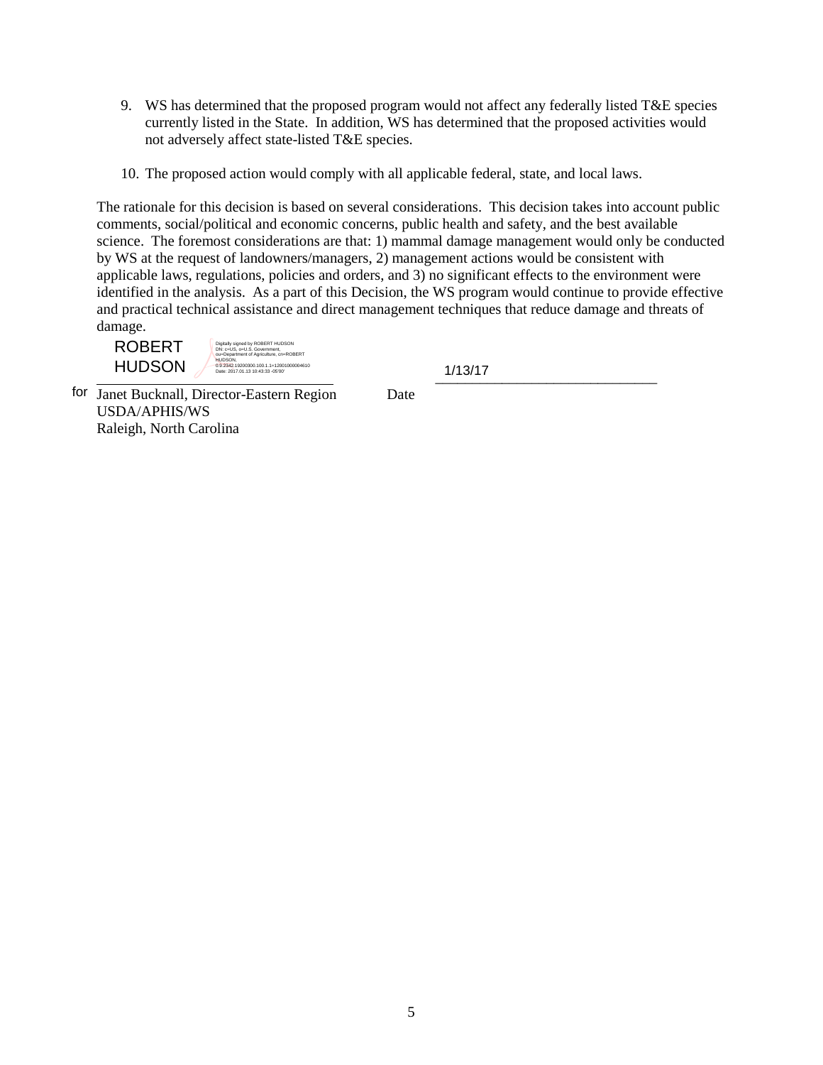9. WS has determined that the proposed program would not affect any federally listed T&E species currently listed in the State. In addition, WS has determined that the proposed activities would not adversely affect state-listed T&E species.

10. The proposed action would comply with all applicable federal, state, and local laws.

The rationale for this decision is based on several considerations. This decision takes into account public comments, social/political and economic concerns, public health and safety, and the best available science. The foremost considerations are that: 1) mammal damage management would only be conducted by WS at the request of landowners/managers, 2) management actions would be consistent with applicable laws, regulations, policies and orders, and 3) no significant effects to the environment were identified in the analysis. As a part of this Decision, the WS program would continue to provide effective and practical technical assistance and direct management techniques that reduce damage and threats of damage.

ROBERT HUDSON

Digitally signed by ROBERT HUDSON
DN: c=US, o=U.S. Government, ou=Department of Agriculture, cn=ROBERT HUDSON, 0.9.2342.19200300.100.1.1=12001000004610
Date: 2017.01.13 10:43:33 -05'00'

1/13/17

for Janet Bucknall, Director-Eastern Region
USDA/APHIS/WS
Raleigh, North Carolina

Date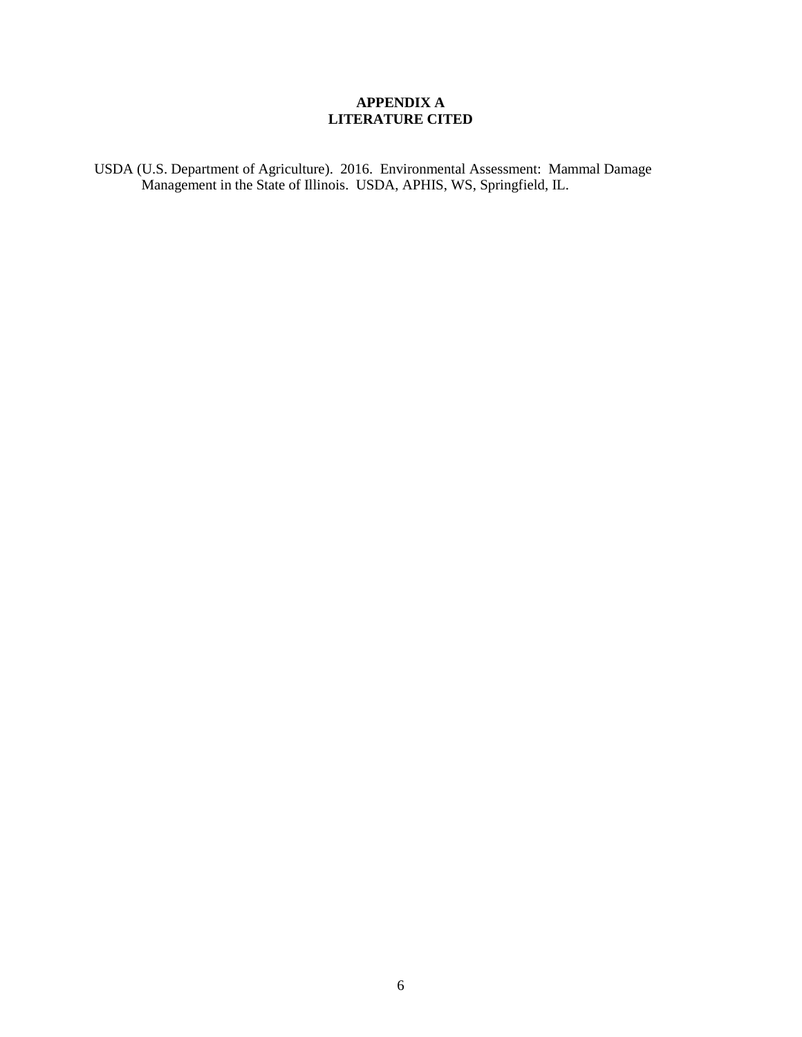## APPENDIX A
## LITERATURE CITED

USDA (U.S. Department of Agriculture). 2016. Environmental Assessment: Mammal Damage Management in the State of Illinois. USDA, APHIS, WS, Springfield, IL.